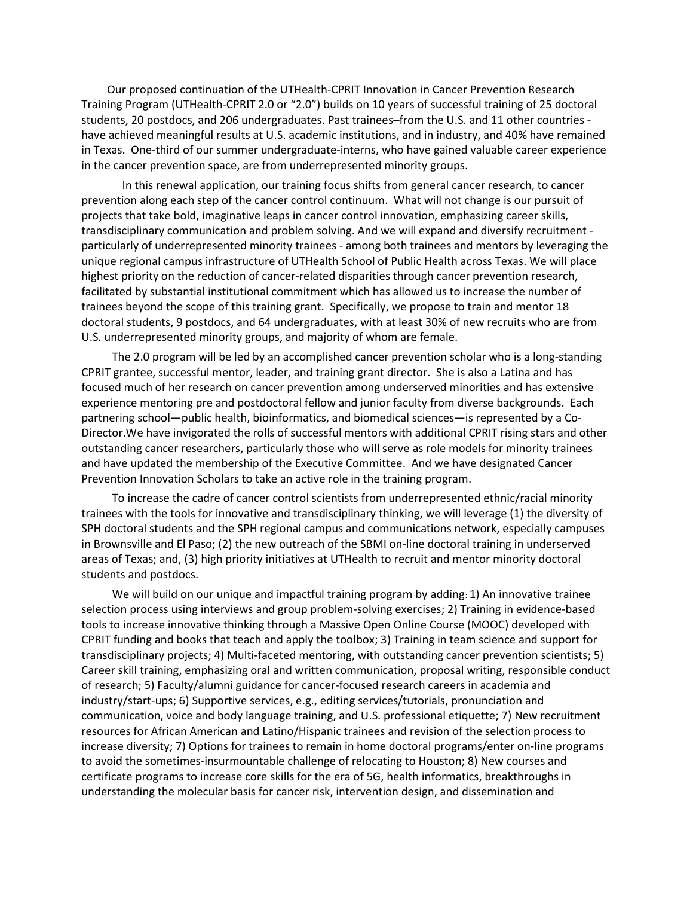Our proposed continuation of the UTHealth-CPRIT Innovation in Cancer Prevention Research Training Program (UTHealth-CPRIT 2.0 or "2.0") builds on 10 years of successful training of 25 doctoral students, 20 postdocs, and 206 undergraduates. Past trainees–from the U.S. and 11 other countries - have achieved meaningful results at U.S. academic institutions, and in industry, and 40% have remained in Texas. One-third of our summer undergraduate-interns, who have gained valuable career experience in the cancer prevention space, are from underrepresented minority groups.

In this renewal application, our training focus shifts from general cancer research, to cancer prevention along each step of the cancer control continuum. What will not change is our pursuit of projects that take bold, imaginative leaps in cancer control innovation, emphasizing career skills, transdisciplinary communication and problem solving. And we will expand and diversify recruitment - particularly of underrepresented minority trainees - among both trainees and mentors by leveraging the unique regional campus infrastructure of UTHealth School of Public Health across Texas. We will place highest priority on the reduction of cancer-related disparities through cancer prevention research, facilitated by substantial institutional commitment which has allowed us to increase the number of trainees beyond the scope of this training grant. Specifically, we propose to train and mentor 18 doctoral students, 9 postdocs, and 64 undergraduates, with at least 30% of new recruits who are from U.S. underrepresented minority groups, and majority of whom are female.

The 2.0 program will be led by an accomplished cancer prevention scholar who is a long-standing CPRIT grantee, successful mentor, leader, and training grant director. She is also a Latina and has focused much of her research on cancer prevention among underserved minorities and has extensive experience mentoring pre and postdoctoral fellow and junior faculty from diverse backgrounds. Each partnering school—public health, bioinformatics, and biomedical sciences—is represented by a Co-Director.We have invigorated the rolls of successful mentors with additional CPRIT rising stars and other outstanding cancer researchers, particularly those who will serve as role models for minority trainees and have updated the membership of the Executive Committee. And we have designated Cancer Prevention Innovation Scholars to take an active role in the training program.

To increase the cadre of cancer control scientists from underrepresented ethnic/racial minority trainees with the tools for innovative and transdisciplinary thinking, we will leverage (1) the diversity of SPH doctoral students and the SPH regional campus and communications network, especially campuses in Brownsville and El Paso; (2) the new outreach of the SBMI on-line doctoral training in underserved areas of Texas; and, (3) high priority initiatives at UTHealth to recruit and mentor minority doctoral students and postdocs.

We will build on our unique and impactful training program by adding: 1) An innovative trainee selection process using interviews and group problem-solving exercises; 2) Training in evidence-based tools to increase innovative thinking through a Massive Open Online Course (MOOC) developed with CPRIT funding and books that teach and apply the toolbox; 3) Training in team science and support for transdisciplinary projects; 4) Multi-faceted mentoring, with outstanding cancer prevention scientists; 5) Career skill training, emphasizing oral and written communication, proposal writing, responsible conduct of research; 5) Faculty/alumni guidance for cancer-focused research careers in academia and industry/start-ups; 6) Supportive services, e.g., editing services/tutorials, pronunciation and communication, voice and body language training, and U.S. professional etiquette; 7) New recruitment resources for African American and Latino/Hispanic trainees and revision of the selection process to increase diversity; 7) Options for trainees to remain in home doctoral programs/enter on-line programs to avoid the sometimes-insurmountable challenge of relocating to Houston; 8) New courses and certificate programs to increase core skills for the era of 5G, health informatics, breakthroughs in understanding the molecular basis for cancer risk, intervention design, and dissemination and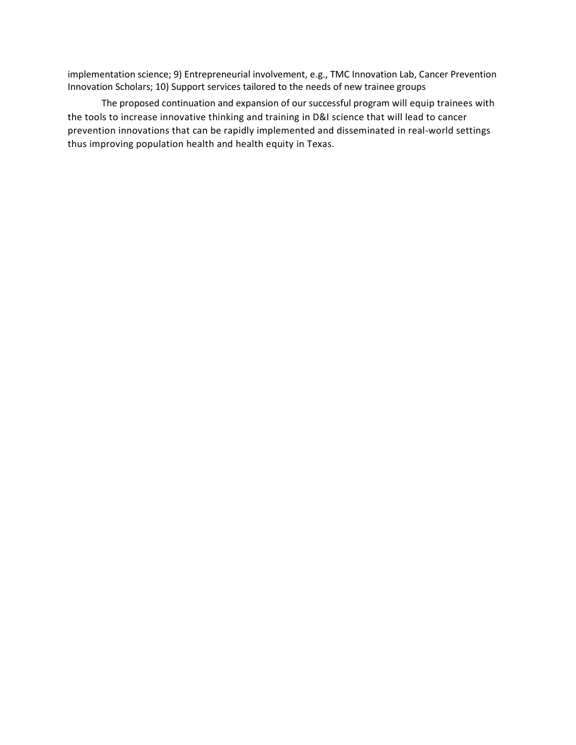implementation science; 9) Entrepreneurial involvement, e.g., TMC Innovation Lab, Cancer Prevention Innovation Scholars; 10) Support services tailored to the needs of new trainee groups

The proposed continuation and expansion of our successful program will equip trainees with the tools to increase innovative thinking and training in D&I science that will lead to cancer prevention innovations that can be rapidly implemented and disseminated in real-world settings thus improving population health and health equity in Texas.